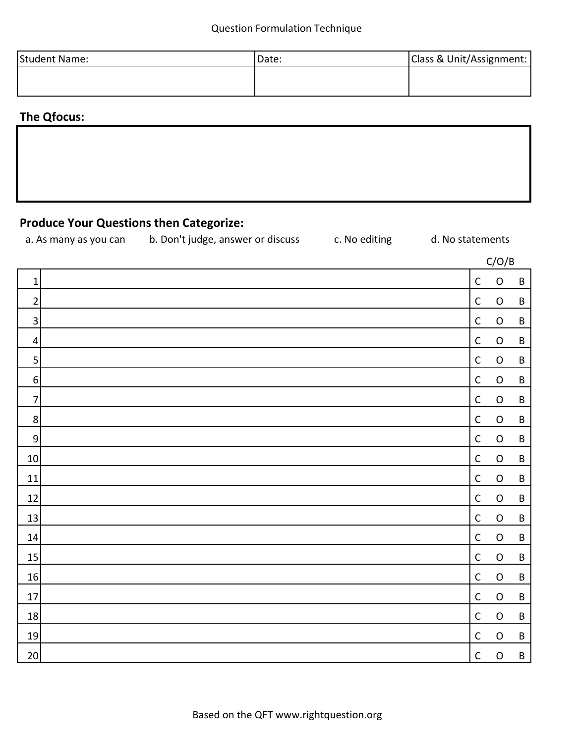Question Formulation Technique

| Student Name: | Date: | Class & Unit/Assignment: |
| --- | --- | --- |
| | | |

## The Qfocus:

| |
| --- |
| |

## Produce Your Questions then Categorize:

a. As many as you can   b. Don't judge, answer or discuss   c. No editing   d. No statements

| | | C/O/B |
| --- | --- | --- |
| 1 | | C O B |
| 2 | | C O B |
| 3 | | C O B |
| 4 | | C O B |
| 5 | | C O B |
| 6 | | C O B |
| 7 | | C O B |
| 8 | | C O B |
| 9 | | C O B |
| 10 | | C O B |
| 11 | | C O B |
| 12 | | C O B |
| 13 | | C O B |
| 14 | | C O B |
| 15 | | C O B |
| 16 | | C O B |
| 17 | | C O B |
| 18 | | C O B |
| 19 | | C O B |
| 20 | | C O B |

Based on the QFT www.rightquestion.org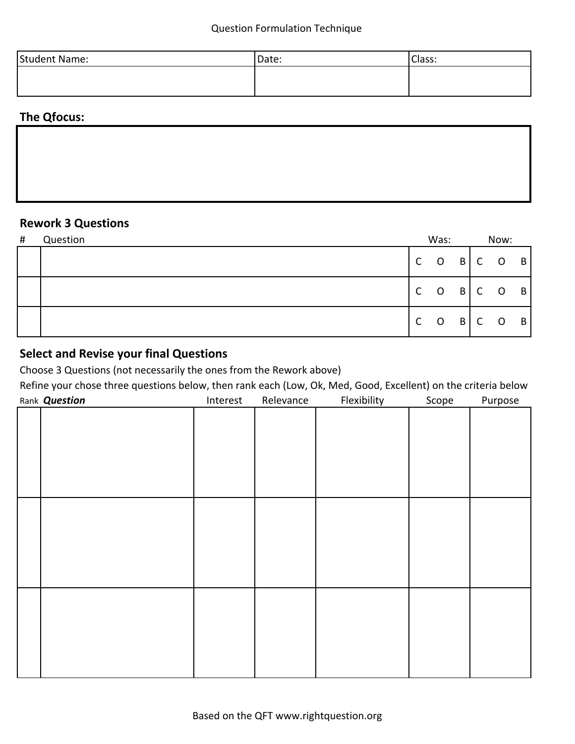Question Formulation Technique

| Student Name: | Date: | Class: |
|---|---|---|
| | | |

**The Qfocus:**

| |
|---|
| |

**Rework 3 Questions**

| # | Question | Was: | | | Now: | | |
|---|---|---|---|---|---|---|---|
| | | C | O | B | C | O | B |
| | | C | O | B | C | O | B |
| | | C | O | B | C | O | B |

**Select and Revise your final Questions**

Choose 3 Questions (not necessarily the ones from the Rework above)

Refine your chose three questions below, then rank each (Low, Ok, Med, Good, Excellent) on the criteria below

| Rank | ***Question*** | Interest | Relevance | Flexibility | Scope | Purpose |
|---|---|---|---|---|---|---|
| | | | | | | |
| | | | | | | |
| | | | | | | |

Based on the QFT www.rightquestion.org